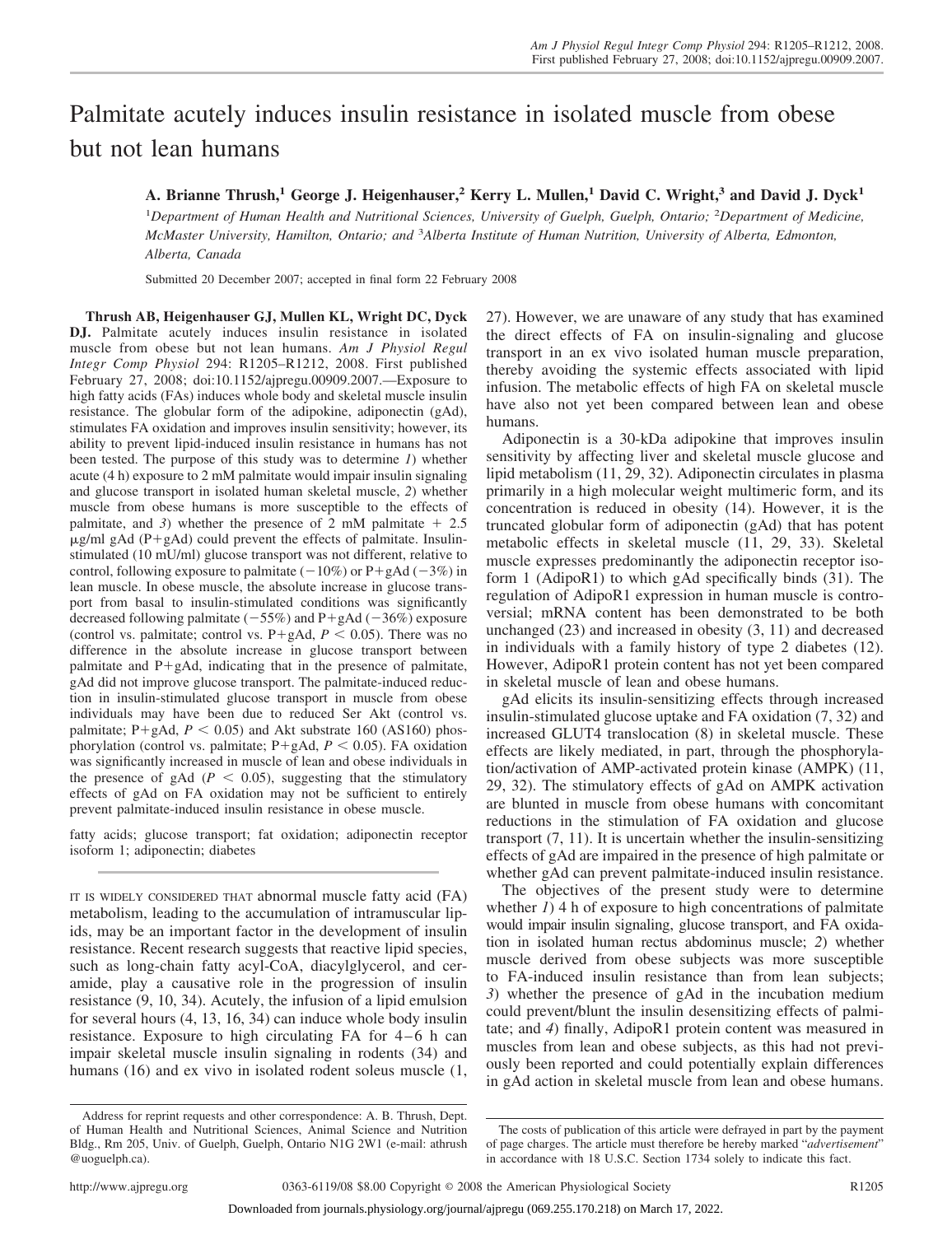# Palmitate acutely induces insulin resistance in isolated muscle from obese but not lean humans

**A. Brianne Thrush,[1] George J. Heigenhauser,[2] Kerry L. Mullen,[1] David C. Wright,[3] and David J. Dyck[1]**

[1]*Department of Human Health and Nutritional Sciences, University of Guelph, Guelph, Ontario;* [2]*Department of Medicine, McMaster University, Hamilton, Ontario; and* [3]*Alberta Institute of Human Nutrition, University of Alberta, Edmonton, Alberta, Canada*

Submitted 20 December 2007; accepted in final form 22 February 2008

**Thrush AB, Heigenhauser GJ, Mullen KL, Wright DC, Dyck DJ.** Palmitate acutely induces insulin resistance in isolated muscle from obese but not lean humans. *Am J Physiol Regul Integr Comp Physiol* 294: R1205–R1212, 2008. First published February 27, 2008; doi:10.1152/ajpregu.00909.2007.—Exposure to high fatty acids (FAs) induces whole body and skeletal muscle insulin resistance. The globular form of the adipokine, adiponectin (gAd), stimulates FA oxidation and improves insulin sensitivity; however, its ability to prevent lipid-induced insulin resistance in humans has not been tested. The purpose of this study was to determine *1*) whether acute (4 h) exposure to 2 mM palmitate would impair insulin signaling and glucose transport in isolated human skeletal muscle, *2*) whether muscle from obese humans is more susceptible to the effects of palmitate, and *3*) whether the presence of 2 mM palmitate + 2.5 μg/ml gAd (P+gAd) could prevent the effects of palmitate. Insulin-stimulated (10 mU/ml) glucose transport was not different, relative to control, following exposure to palmitate (−10%) or P+gAd (−3%) in lean muscle. In obese muscle, the absolute increase in glucose transport from basal to insulin-stimulated conditions was significantly decreased following palmitate (−55%) and P+gAd (−36%) exposure (control vs. palmitate; control vs. P+gAd, $P < 0.05$). There was no difference in the absolute increase in glucose transport between palmitate and P+gAd, indicating that in the presence of palmitate, gAd did not improve glucose transport. The palmitate-induced reduction in insulin-stimulated glucose transport in muscle from obese individuals may have been due to reduced Ser Akt (control vs. palmitate; P+gAd, $P < 0.05$) and Akt substrate 160 (AS160) phosphorylation (control vs. palmitate; P+gAd, $P < 0.05$). FA oxidation was significantly increased in muscle of lean and obese individuals in the presence of gAd ($P < 0.05$), suggesting that the stimulatory effects of gAd on FA oxidation may not be sufficient to entirely prevent palmitate-induced insulin resistance in obese muscle.

fatty acids; glucose transport; fat oxidation; adiponectin receptor isoform 1; adiponectin; diabetes

IT IS WIDELY CONSIDERED THAT abnormal muscle fatty acid (FA) metabolism, leading to the accumulation of intramuscular lipids, may be an important factor in the development of insulin resistance. Recent research suggests that reactive lipid species, such as long-chain fatty acyl-CoA, diacylglycerol, and ceramide, play a causative role in the progression of insulin resistance (9, 10, 34). Acutely, the infusion of a lipid emulsion for several hours (4, 13, 16, 34) can induce whole body insulin resistance. Exposure to high circulating FA for 4–6 h can impair skeletal muscle insulin signaling in rodents (34) and humans (16) and ex vivo in isolated rodent soleus muscle (1, 27). However, we are unaware of any study that has examined the direct effects of FA on insulin-signaling and glucose transport in an ex vivo isolated human muscle preparation, thereby avoiding the systemic effects associated with lipid infusion. The metabolic effects of high FA on skeletal muscle have also not yet been compared between lean and obese humans.

Adiponectin is a 30-kDa adipokine that improves insulin sensitivity by affecting liver and skeletal muscle glucose and lipid metabolism (11, 29, 32). Adiponectin circulates in plasma primarily in a high molecular weight multimeric form, and its concentration is reduced in obesity (14). However, it is the truncated globular form of adiponectin (gAd) that has potent metabolic effects in skeletal muscle (11, 29, 33). Skeletal muscle expresses predominantly the adiponectin receptor isoform 1 (AdipoR1) to which gAd specifically binds (31). The regulation of AdipoR1 expression in human muscle is controversial; mRNA content has been demonstrated to be both unchanged (23) and increased in obesity (3, 11) and decreased in individuals with a family history of type 2 diabetes (12). However, AdipoR1 protein content has not yet been compared in skeletal muscle of lean and obese humans.

gAd elicits its insulin-sensitizing effects through increased insulin-stimulated glucose uptake and FA oxidation (7, 32) and increased GLUT4 translocation (8) in skeletal muscle. These effects are likely mediated, in part, through the phosphorylation/activation of AMP-activated protein kinase (AMPK) (11, 29, 32). The stimulatory effects of gAd on AMPK activation are blunted in muscle from obese humans with concomitant reductions in the stimulation of FA oxidation and glucose transport (7, 11). It is uncertain whether the insulin-sensitizing effects of gAd are impaired in the presence of high palmitate or whether gAd can prevent palmitate-induced insulin resistance.

The objectives of the present study were to determine whether *1*) 4 h of exposure to high concentrations of palmitate would impair insulin signaling, glucose transport, and FA oxidation in isolated human rectus abdominus muscle; *2*) whether muscle derived from obese subjects was more susceptible to FA-induced insulin resistance than from lean subjects; *3*) whether the presence of gAd in the incubation medium could prevent/blunt the insulin desensitizing effects of palmitate; and *4*) finally, AdipoR1 protein content was measured in muscles from lean and obese subjects, as this had not previously been reported and could potentially explain differences in gAd action in skeletal muscle from lean and obese humans.

Address for reprint requests and other correspondence: A. B. Thrush, Dept. of Human Health and Nutritional Sciences, Animal Science and Nutrition Bldg., Rm 205, Univ. of Guelph, Guelph, Ontario N1G 2W1 (e-mail: athrush@uoguelph.ca).

The costs of publication of this article were defrayed in part by the payment of page charges. The article must therefore be hereby marked "*advertisement*" in accordance with 18 U.S.C. Section 1734 solely to indicate this fact.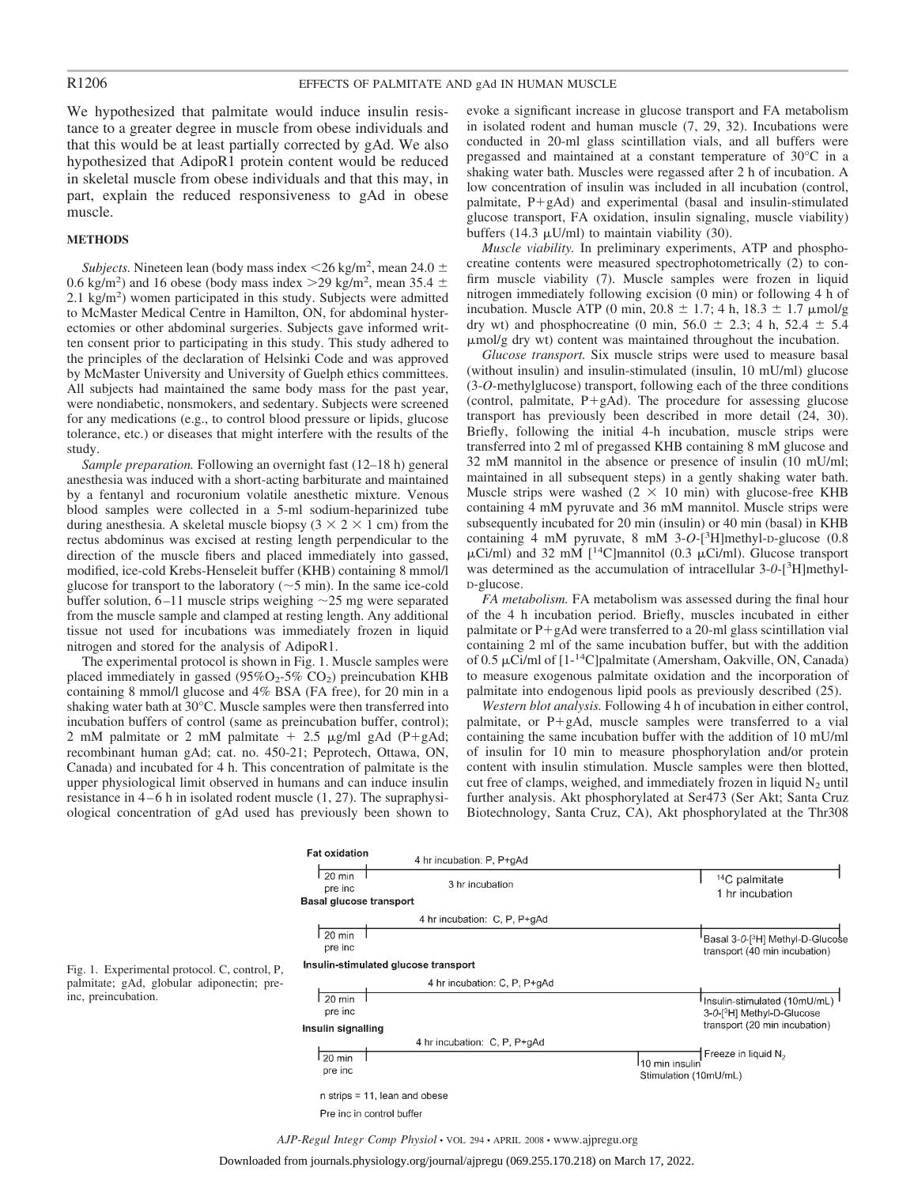We hypothesized that palmitate would induce insulin resistance to a greater degree in muscle from obese individuals and that this would be at least partially corrected by gAd. We also hypothesized that AdipoR1 protein content would be reduced in skeletal muscle from obese individuals and that this may, in part, explain the reduced responsiveness to gAd in obese muscle.

## METHODS

*Subjects.* Nineteen lean (body mass index <26 kg/m$^2$, mean 24.0 ± 0.6 kg/m$^2$) and 16 obese (body mass index >29 kg/m$^2$, mean 35.4 ± 2.1 kg/m$^2$) women participated in this study. Subjects were admitted to McMaster Medical Centre in Hamilton, ON, for abdominal hysterectomies or other abdominal surgeries. Subjects gave informed written consent prior to participating in this study. This study adhered to the principles of the declaration of Helsinki Code and was approved by McMaster University and University of Guelph ethics committees. All subjects had maintained the same body mass for the past year, were nondiabetic, nonsmokers, and sedentary. Subjects were screened for any medications (e.g., to control blood pressure or lipids, glucose tolerance, etc.) or diseases that might interfere with the results of the study.

*Sample preparation.* Following an overnight fast (12–18 h) general anesthesia was induced with a short-acting barbiturate and maintained by a fentanyl and rocuronium volatile anesthetic mixture. Venous blood samples were collected in a 5-ml sodium-heparinized tube during anesthesia. A skeletal muscle biopsy (3 × 2 × 1 cm) from the rectus abdominus was excised at resting length perpendicular to the direction of the muscle fibers and placed immediately into gassed, modified, ice-cold Krebs-Henseleit buffer (KHB) containing 8 mmol/l glucose for transport to the laboratory (~5 min). In the same ice-cold buffer solution, 6–11 muscle strips weighing ~25 mg were separated from the muscle sample and clamped at resting length. Any additional tissue not used for incubations was immediately frozen in liquid nitrogen and stored for the analysis of AdipoR1.

The experimental protocol is shown in Fig. 1. Muscle samples were placed immediately in gassed (95%$O_2$-5% $CO_2$) preincubation KHB containing 8 mmol/l glucose and 4% BSA (FA free), for 20 min in a shaking water bath at 30°C. Muscle samples were then transferred into incubation buffers of control (same as preincubation buffer, control); 2 mM palmitate or 2 mM palmitate + 2.5 μg/ml gAd (P+gAd; recombinant human gAd; cat. no. 450-21; Peprotech, Ottawa, ON, Canada) and incubated for 4 h. This concentration of palmitate is the upper physiological limit observed in humans and can induce insulin resistance in 4–6 h in isolated rodent muscle (1, 27). The supraphysiological concentration of gAd used has previously been shown to evoke a significant increase in glucose transport and FA metabolism in isolated rodent and human muscle (7, 29, 32). Incubations were conducted in 20-ml glass scintillation vials, and all buffers were pregassed and maintained at a constant temperature of 30°C in a shaking water bath. Muscles were regassed after 2 h of incubation. A low concentration of insulin was included in all incubation (control, palmitate, P+gAd) and experimental (basal and insulin-stimulated glucose transport, FA oxidation, insulin signaling, muscle viability) buffers (14.3 μU/ml) to maintain viability (30).

*Muscle viability.* In preliminary experiments, ATP and phosphocreatine contents were measured spectrophotometrically (2) to confirm muscle viability (7). Muscle samples were frozen in liquid nitrogen immediately following excision (0 min) or following 4 h of incubation. Muscle ATP (0 min, 20.8 ± 1.7; 4 h, 18.3 ± 1.7 μmol/g dry wt) and phosphocreatine (0 min, 56.0 ± 2.3; 4 h, 52.4 ± 5.4 μmol/g dry wt) content was maintained throughout the incubation.

*Glucose transport.* Six muscle strips were used to measure basal (without insulin) and insulin-stimulated (insulin, 10 mU/ml) glucose (3-*O*-methylglucose) transport, following each of the three conditions (control, palmitate, P+gAd). The procedure for assessing glucose transport has previously been described in more detail (24, 30). Briefly, following the initial 4-h incubation, muscle strips were transferred into 2 ml of pregassed KHB containing 8 mM glucose and 32 mM mannitol in the absence or presence of insulin (10 mU/ml; maintained in all subsequent steps) in a gently shaking water bath. Muscle strips were washed (2 × 10 min) with glucose-free KHB containing 4 mM pyruvate and 36 mM mannitol. Muscle strips were subsequently incubated for 20 min (insulin) or 40 min (basal) in KHB containing 4 mM pyruvate, 8 mM 3-*O*-[$^3$H]methyl-D-glucose (0.8 μCi/ml) and 32 mM [$^{14}$C]mannitol (0.3 μCi/ml). Glucose transport was determined as the accumulation of intracellular 3-*0*-[$^3$H]methyl-D-glucose.

*FA metabolism.* FA metabolism was assessed during the final hour of the 4 h incubation period. Briefly, muscles incubated in either palmitate or P+gAd were transferred to a 20-ml glass scintillation vial containing 2 ml of the same incubation buffer, but with the addition of 0.5 μCi/ml of [1-$^{14}$C]palmitate (Amersham, Oakville, ON, Canada) to measure exogenous palmitate oxidation and the incorporation of palmitate into endogenous lipid pools as previously described (25).

*Western blot analysis.* Following 4 h of incubation in either control, palmitate, or P+gAd, muscle samples were transferred to a vial containing the same incubation buffer with the addition of 10 mU/ml of insulin for 10 min to measure phosphorylation and/or protein content with insulin stimulation. Muscle samples were then blotted, cut free of clamps, weighed, and immediately frozen in liquid $N_2$ until further analysis. Akt phosphorylated at Ser473 (Ser Akt; Santa Cruz Biotechnology, Santa Cruz, CA), Akt phosphorylated at the Thr308

Fat oxidation
4 hr incubation: P, P+gAd
20 min pre inc | 3 hr incubation | $^{14}$C palmitate 1 hr incubation

Basal glucose transport
4 hr incubation: C, P, P+gAd
20 min pre inc | Basal 3-*0*-[$^3$H] Methyl-D-Glucose transport (40 min incubation)

Insulin-stimulated glucose transport
4 hr incubation: C, P, P+gAd
20 min pre inc | Insulin-stimulated (10mU/mL) 3-*0*-[$^3$H] Methyl-D-Glucose transport (20 min incubation)

Insulin signalling
4 hr incubation: C, P, P+gAd
20 min pre inc | 10 min insulin Stimulation (10mU/mL) | Freeze in liquid $N_2$

n strips = 11, lean and obese
Pre inc in control buffer

Fig. 1. Experimental protocol. C, control, P, palmitate; gAd, globular adiponectin; pre-inc, preincubation.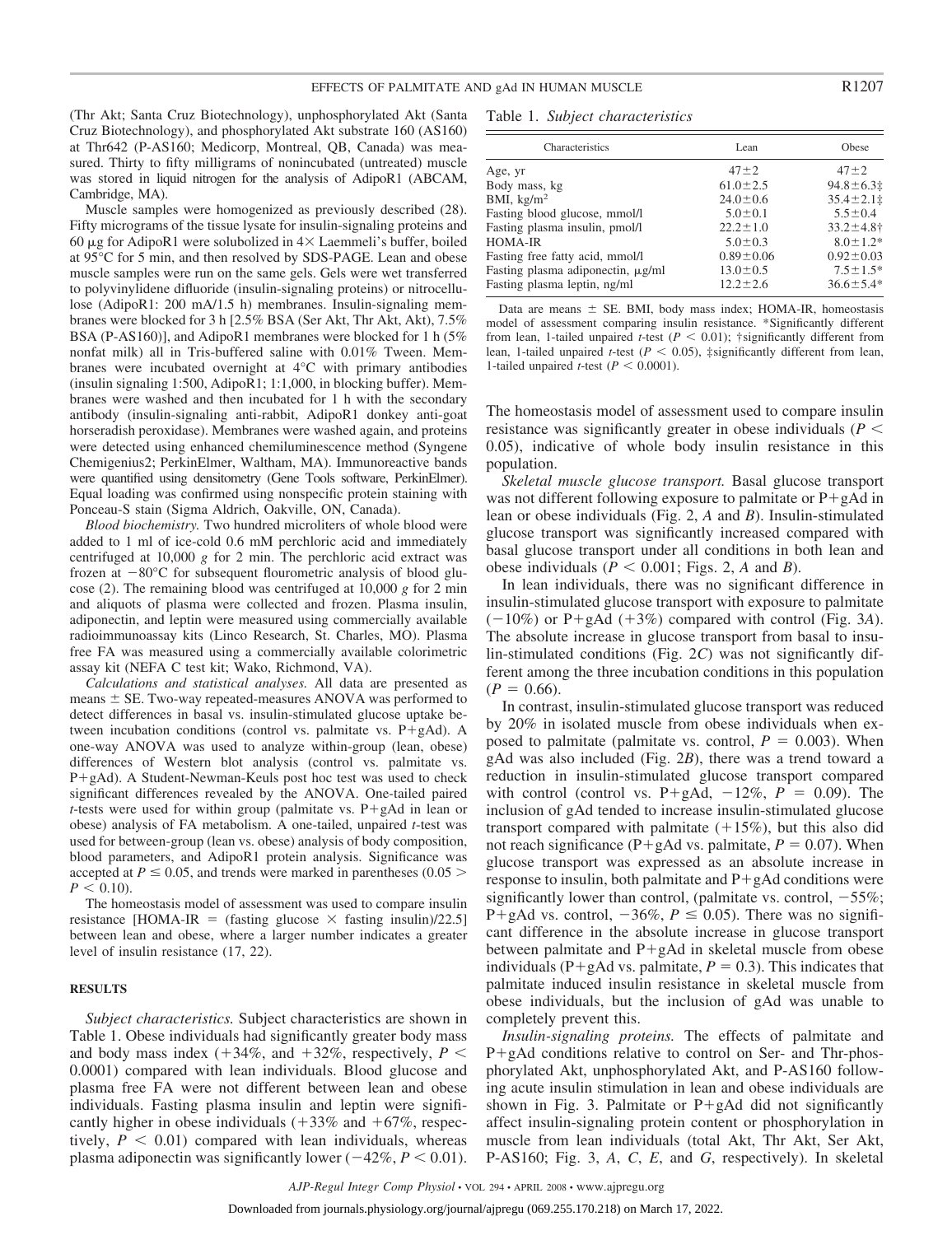(Thr Akt; Santa Cruz Biotechnology), unphosphorylated Akt (Santa Cruz Biotechnology), and phosphorylated Akt substrate 160 (AS160) at Thr642 (P-AS160; Medicorp, Montreal, QB, Canada) was measured. Thirty to fifty milligrams of nonincubated (untreated) muscle was stored in liquid nitrogen for the analysis of AdipoR1 (ABCAM, Cambridge, MA).

Muscle samples were homogenized as previously described (28). Fifty micrograms of the tissue lysate for insulin-signaling proteins and 60 μg for AdipoR1 were solubolized in 4× Laemmeli's buffer, boiled at 95°C for 5 min, and then resolved by SDS-PAGE. Lean and obese muscle samples were run on the same gels. Gels were wet transferred to polyvinylidene difluoride (insulin-signaling proteins) or nitrocellulose (AdipoR1: 200 mA/1.5 h) membranes. Insulin-signaling membranes were blocked for 3 h [2.5% BSA (Ser Akt, Thr Akt, Akt), 7.5% BSA (P-AS160)], and AdipoR1 membranes were blocked for 1 h (5% nonfat milk) all in Tris-buffered saline with 0.01% Tween. Membranes were incubated overnight at 4°C with primary antibodies (insulin signaling 1:500, AdipoR1; 1:1,000, in blocking buffer). Membranes were washed and then incubated for 1 h with the secondary antibody (insulin-signaling anti-rabbit, AdipoR1 donkey anti-goat horseradish peroxidase). Membranes were washed again, and proteins were detected using enhanced chemiluminescence method (Syngene Chemigenius2; PerkinElmer, Waltham, MA). Immunoreactive bands were quantified using densitometry (Gene Tools software, PerkinElmer). Equal loading was confirmed using nonspecific protein staining with Ponceau-S stain (Sigma Aldrich, Oakville, ON, Canada).

*Blood biochemistry.* Two hundred microliters of whole blood were added to 1 ml of ice-cold 0.6 mM perchloric acid and immediately centrifuged at 10,000 *g* for 2 min. The perchloric acid extract was frozen at −80°C for subsequent flourometric analysis of blood glucose (2). The remaining blood was centrifuged at 10,000 *g* for 2 min and aliquots of plasma were collected and frozen. Plasma insulin, adiponectin, and leptin were measured using commercially available radioimmunoassay kits (Linco Research, St. Charles, MO). Plasma free FA was measured using a commercially available colorimetric assay kit (NEFA C test kit; Wako, Richmond, VA).

*Calculations and statistical analyses.* All data are presented as means ± SE. Two-way repeated-measures ANOVA was performed to detect differences in basal vs. insulin-stimulated glucose uptake between incubation conditions (control vs. palmitate vs. P+gAd). A one-way ANOVA was used to analyze within-group (lean, obese) differences of Western blot analysis (control vs. palmitate vs. P+gAd). A Student-Newman-Keuls post hoc test was used to check significant differences revealed by the ANOVA. One-tailed paired *t*-tests were used for within group (palmitate vs. P+gAd in lean or obese) analysis of FA metabolism. A one-tailed, unpaired *t*-test was used for between-group (lean vs. obese) analysis of body composition, blood parameters, and AdipoR1 protein analysis. Significance was accepted at $P \leq 0.05$, and trends were marked in parentheses ($0.05 > P < 0.10$).

The homeostasis model of assessment was used to compare insulin resistance [HOMA-IR = (fasting glucose × fasting insulin)/22.5] between lean and obese, where a larger number indicates a greater level of insulin resistance (17, 22).

## RESULTS

*Subject characteristics.* Subject characteristics are shown in Table 1. Obese individuals had significantly greater body mass and body mass index (+34%, and +32%, respectively, $P < 0.0001$) compared with lean individuals. Blood glucose and plasma free FA were not different between lean and obese individuals. Fasting plasma insulin and leptin were significantly higher in obese individuals (+33% and +67%, respectively, $P < 0.01$) compared with lean individuals, whereas plasma adiponectin was significantly lower (−42%, $P < 0.01$). The homeostasis model of assessment used to compare insulin resistance was significantly greater in obese individuals ($P < 0.05$), indicative of whole body insulin resistance in this population.

Table 1. *Subject characteristics*

| Characteristics | Lean | Obese |
|---|---|---|
| Age, yr | 47±2 | 47±2 |
| Body mass, kg | 61.0±2.5 | 94.8±6.3‡ |
| BMI, kg/m² | 24.0±0.6 | 35.4±2.1‡ |
| Fasting blood glucose, mmol/l | 5.0±0.1 | 5.5±0.4 |
| Fasting plasma insulin, pmol/l | 22.2±1.0 | 33.2±4.8† |
| HOMA-IR | 5.0±0.3 | 8.0±1.2* |
| Fasting free fatty acid, mmol/l | 0.89±0.06 | 0.92±0.03 |
| Fasting plasma adiponectin, μg/ml | 13.0±0.5 | 7.5±1.5* |
| Fasting plasma leptin, ng/ml | 12.2±2.6 | 36.6±5.4* |

Data are means ± SE. BMI, body mass index; HOMA-IR, homeostasis model of assessment comparing insulin resistance. *Significantly different from lean, 1-tailed unpaired *t*-test ($P < 0.01$); †significantly different from lean, 1-tailed unpaired *t*-test ($P < 0.05$), ‡significantly different from lean, 1-tailed unpaired *t*-test ($P < 0.0001$).

*Skeletal muscle glucose transport.* Basal glucose transport was not different following exposure to palmitate or P+gAd in lean or obese individuals (Fig. 2, *A* and *B*). Insulin-stimulated glucose transport was significantly increased compared with basal glucose transport under all conditions in both lean and obese individuals ($P < 0.001$; Figs. 2, *A* and *B*).

In lean individuals, there was no significant difference in insulin-stimulated glucose transport with exposure to palmitate (−10%) or P+gAd (+3%) compared with control (Fig. 3*A*). The absolute increase in glucose transport from basal to insulin-stimulated conditions (Fig. 2*C*) was not significantly different among the three incubation conditions in this population ($P = 0.66$).

In contrast, insulin-stimulated glucose transport was reduced by 20% in isolated muscle from obese individuals when exposed to palmitate (palmitate vs. control, $P = 0.003$). When gAd was also included (Fig. 2*B*), there was a trend toward a reduction in insulin-stimulated glucose transport compared with control (control vs. P+gAd, −12%, $P = 0.09$). The inclusion of gAd tended to increase insulin-stimulated glucose transport compared with palmitate (+15%), but this also did not reach significance (P+gAd vs. palmitate, $P = 0.07$). When glucose transport was expressed as an absolute increase in response to insulin, both palmitate and P+gAd conditions were significantly lower than control, (palmitate vs. control, −55%; P+gAd vs. control, −36%, $P \leq 0.05$). There was no significant difference in the absolute increase in glucose transport between palmitate and P+gAd in skeletal muscle from obese individuals (P+gAd vs. palmitate, $P = 0.3$). This indicates that palmitate induced insulin resistance in skeletal muscle from obese individuals, but the inclusion of gAd was unable to completely prevent this.

*Insulin-signaling proteins.* The effects of palmitate and P+gAd conditions relative to control on Ser- and Thr-phosphorylated Akt, unphosphorylated Akt, and P-AS160 following acute insulin stimulation in lean and obese individuals are shown in Fig. 3. Palmitate or P+gAd did not significantly affect insulin-signaling protein content or phosphorylation in muscle from lean individuals (total Akt, Thr Akt, Ser Akt, P-AS160; Fig. 3, *A*, *C*, *E*, and *G*, respectively). In skeletal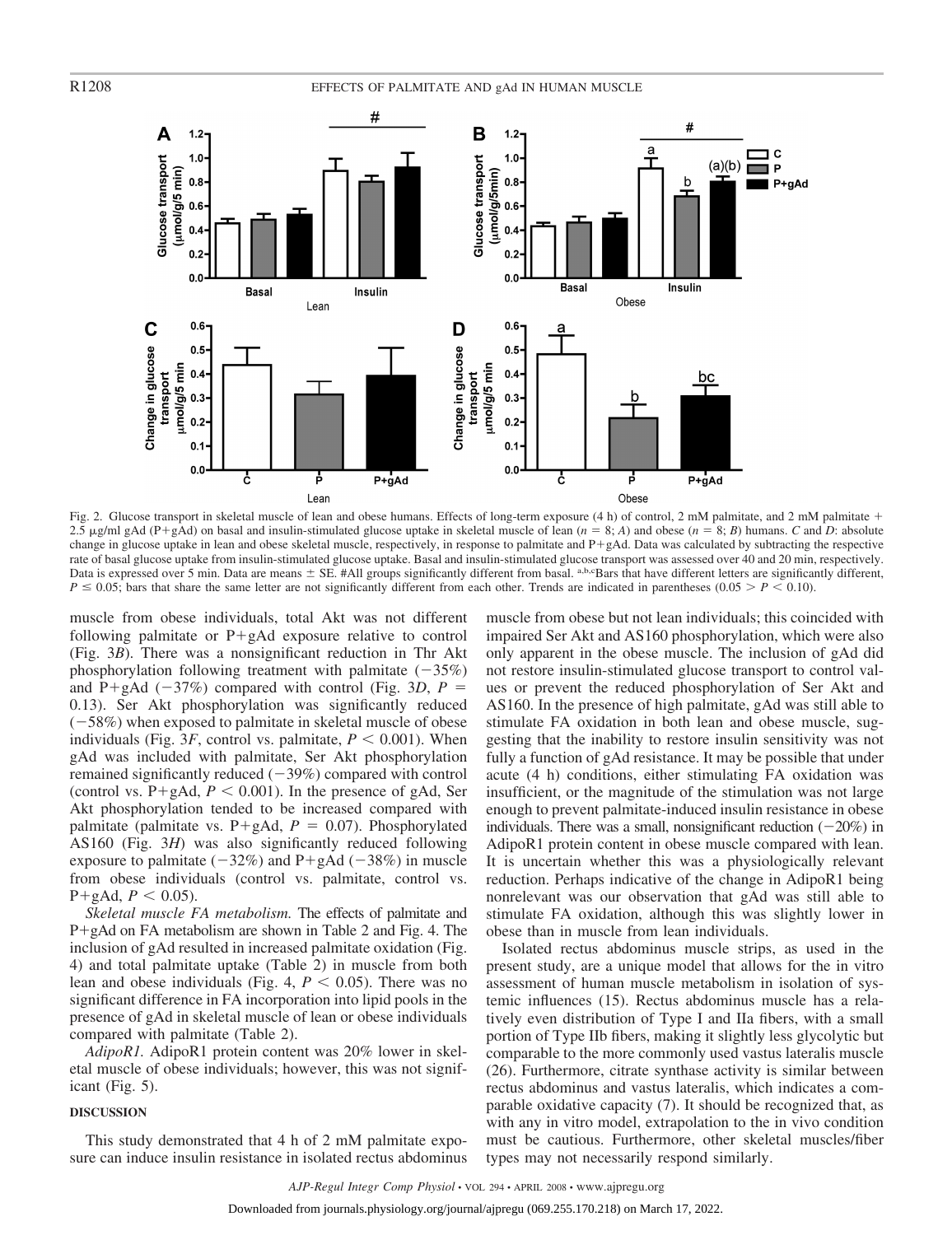Fig. 2. Glucose transport in skeletal muscle of lean and obese humans. Effects of long-term exposure (4 h) of control, 2 mM palmitate, and 2 mM palmitate + 2.5 μg/ml gAd (P+gAd) on basal and insulin-stimulated glucose uptake in skeletal muscle of lean ($n$ = 8; *A*) and obese ($n$ = 8; *B*) humans. *C* and *D*: absolute change in glucose uptake in lean and obese skeletal muscle, respectively, in response to palmitate and P+gAd. Data was calculated by subtracting the respective rate of basal glucose uptake from insulin-stimulated glucose uptake. Basal and insulin-stimulated glucose transport was assessed over 40 and 20 min, respectively. Data is expressed over 5 min. Data are means ± SE. #All groups significantly different from basal. [a,b,c]Bars that have different letters are significantly different, $P \leq 0.05$; bars that share the same letter are not significantly different from each other. Trends are indicated in parentheses ($0.05 > P < 0.10$).

muscle from obese individuals, total Akt was not different following palmitate or P+gAd exposure relative to control (Fig. 3*B*). There was a nonsignificant reduction in Thr Akt phosphorylation following treatment with palmitate (−35%) and P+gAd (−37%) compared with control (Fig. 3*D*, $P$ = 0.13). Ser Akt phosphorylation was significantly reduced (−58%) when exposed to palmitate in skeletal muscle of obese individuals (Fig. 3*F*, control vs. palmitate, $P < 0.001$). When gAd was included with palmitate, Ser Akt phosphorylation remained significantly reduced (−39%) compared with control (control vs. P+gAd, $P < 0.001$). In the presence of gAd, Ser Akt phosphorylation tended to be increased compared with palmitate (palmitate vs. P+gAd, $P$ = 0.07). Phosphorylated AS160 (Fig. 3*H*) was also significantly reduced following exposure to palmitate (−32%) and P+gAd (−38%) in muscle from obese individuals (control vs. palmitate, control vs. P+gAd, $P < 0.05$).

*Skeletal muscle FA metabolism.* The effects of palmitate and P+gAd on FA metabolism are shown in Table 2 and Fig. 4. The inclusion of gAd resulted in increased palmitate oxidation (Fig. 4) and total palmitate uptake (Table 2) in muscle from both lean and obese individuals (Fig. 4, $P < 0.05$). There was no significant difference in FA incorporation into lipid pools in the presence of gAd in skeletal muscle of lean or obese individuals compared with palmitate (Table 2).

*AdipoR1.* AdipoR1 protein content was 20% lower in skeletal muscle of obese individuals; however, this was not significant (Fig. 5).

## DISCUSSION

This study demonstrated that 4 h of 2 mM palmitate exposure can induce insulin resistance in isolated rectus abdominus muscle from obese but not lean individuals; this coincided with impaired Ser Akt and AS160 phosphorylation, which were also only apparent in the obese muscle. The inclusion of gAd did not restore insulin-stimulated glucose transport to control values or prevent the reduced phosphorylation of Ser Akt and AS160. In the presence of high palmitate, gAd was still able to stimulate FA oxidation in both lean and obese muscle, suggesting that the inability to restore insulin sensitivity was not fully a function of gAd resistance. It may be possible that under acute (4 h) conditions, either stimulating FA oxidation was insufficient, or the magnitude of the stimulation was not large enough to prevent palmitate-induced insulin resistance in obese individuals. There was a small, nonsignificant reduction (−20%) in AdipoR1 protein content in obese muscle compared with lean. It is uncertain whether this was a physiologically relevant reduction. Perhaps indicative of the change in AdipoR1 being nonrelevant was our observation that gAd was still able to stimulate FA oxidation, although this was slightly lower in obese than in muscle from lean individuals.

Isolated rectus abdominus muscle strips, as used in the present study, are a unique model that allows for the in vitro assessment of human muscle metabolism in isolation of systemic influences (15). Rectus abdominus muscle has a relatively even distribution of Type I and IIa fibers, with a small portion of Type IIb fibers, making it slightly less glycolytic but comparable to the more commonly used vastus lateralis muscle (26). Furthermore, citrate synthase activity is similar between rectus abdominus and vastus lateralis, which indicates a comparable oxidative capacity (7). It should be recognized that, as with any in vitro model, extrapolation to the in vivo condition must be cautious. Furthermore, other skeletal muscles/fiber types may not necessarily respond similarly.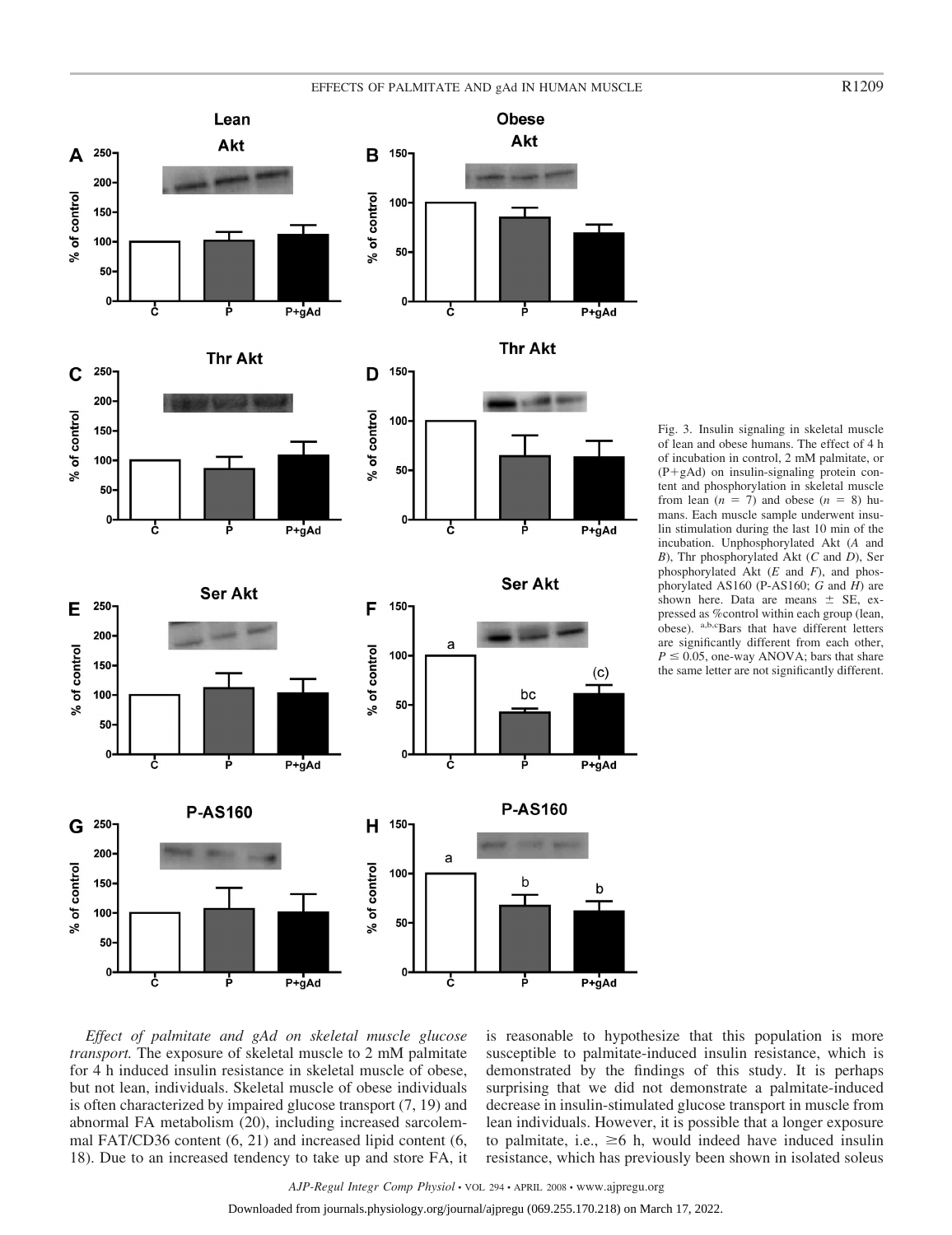Fig. 3. Insulin signaling in skeletal muscle of lean and obese humans. The effect of 4 h of incubation in control, 2 mM palmitate, or (P+gAd) on insulin-signaling protein content and phosphorylation in skeletal muscle from lean ($n = 7$) and obese ($n = 8$) humans. Each muscle sample underwent insulin stimulation during the last 10 min of the incubation. Unphosphorylated Akt (*A* and *B*), Thr phosphorylated Akt (*C* and *D*), Ser phosphorylated Akt (*E* and *F*), and phosphorylated AS160 (P-AS160; *G* and *H*) are shown here. Data are means ± SE, expressed as %control within each group (lean, obese). [a,b,c]Bars that have different letters are significantly different from each other, $P \leq 0.05$, one-way ANOVA; bars that share the same letter are not significantly different.

*Effect of palmitate and gAd on skeletal muscle glucose transport.* The exposure of skeletal muscle to 2 mM palmitate for 4 h induced insulin resistance in skeletal muscle of obese, but not lean, individuals. Skeletal muscle of obese individuals is often characterized by impaired glucose transport (7, 19) and abnormal FA metabolism (20), including increased sarcolemmal FAT/CD36 content (6, 21) and increased lipid content (6, 18). Due to an increased tendency to take up and store FA, it is reasonable to hypothesize that this population is more susceptible to palmitate-induced insulin resistance, which is demonstrated by the findings of this study. It is perhaps surprising that we did not demonstrate a palmitate-induced decrease in insulin-stimulated glucose transport in muscle from lean individuals. However, it is possible that a longer exposure to palmitate, i.e., ≥6 h, would indeed have induced insulin resistance, which has previously been shown in isolated soleus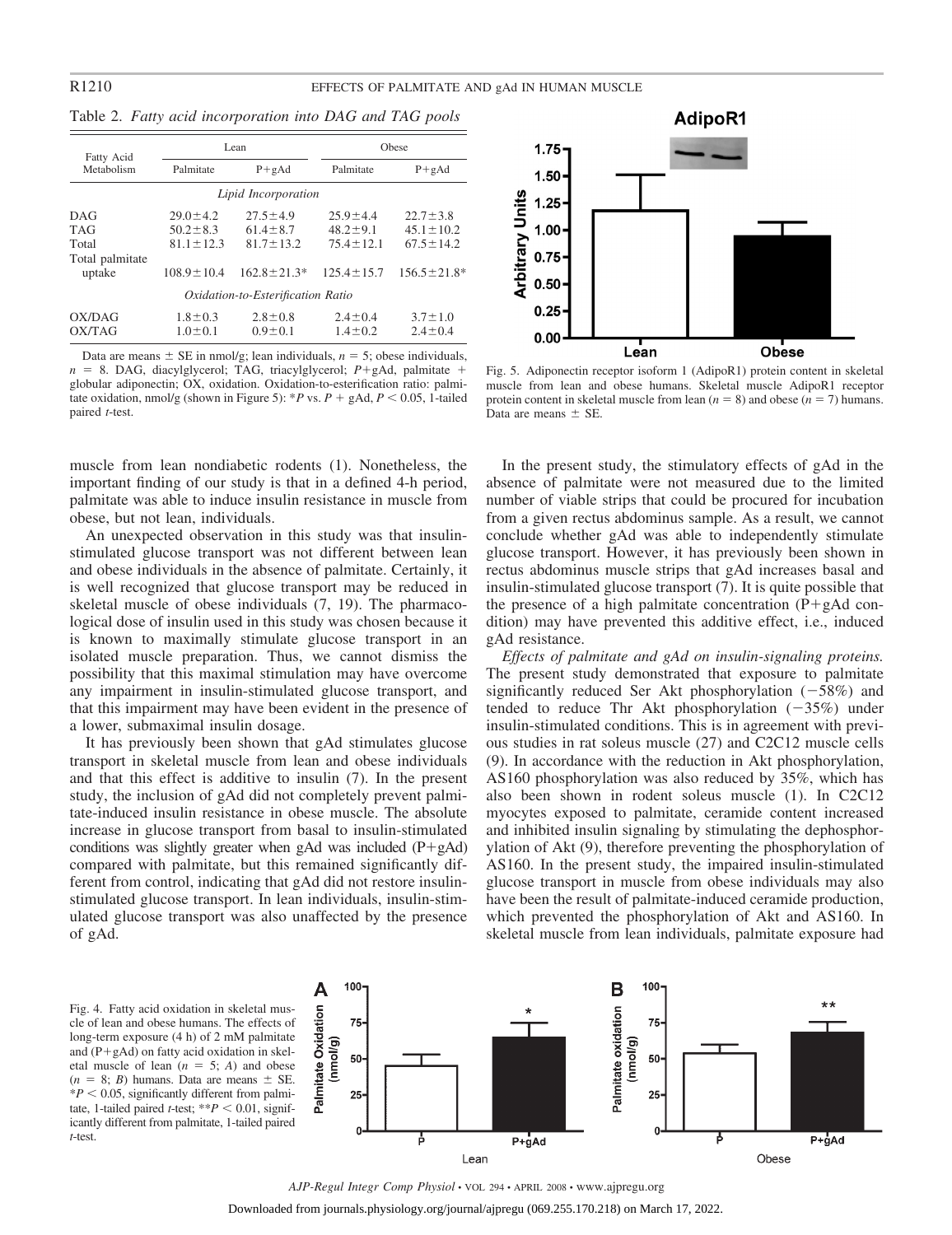Table 2. *Fatty acid incorporation into DAG and TAG pools*

| Fatty Acid Metabolism | Lean | | Obese | |
|---|---|---|---|---|
| | Palmitate | P+gAd | Palmitate | P+gAd |
| *Lipid Incorporation* | | | | |
| DAG | 29.0±4.2 | 27.5±4.9 | 25.9±4.4 | 22.7±3.8 |
| TAG | 50.2±8.3 | 61.4±8.7 | 48.2±9.1 | 45.1±10.2 |
| Total | 81.1±12.3 | 81.7±13.2 | 75.4±12.1 | 67.5±14.2 |
| Total palmitate uptake | 108.9±10.4 | 162.8±21.3* | 125.4±15.7 | 156.5±21.8* |
| *Oxidation-to-Esterification Ratio* | | | | |
| OX/DAG | 1.8±0.3 | 2.8±0.8 | 2.4±0.4 | 3.7±1.0 |
| OX/TAG | 1.0±0.1 | 0.9±0.1 | 1.4±0.2 | 2.4±0.4 |

Data are means ± SE in nmol/g; lean individuals, $n = 5$; obese individuals, $n = 8$. DAG, diacylglycerol; TAG, triacylglycerol; $P$+gAd, palmitate + globular adiponectin; OX, oxidation. Oxidation-to-esterification ratio: palmitate oxidation, nmol/g (shown in Figure 5): *$P$ vs. $P$ + gAd, $P < 0.05$, 1-tailed paired $t$-test.

Fig. 5. Adiponectin receptor isoform 1 (AdipoR1) protein content in skeletal muscle from lean and obese humans. Skeletal muscle AdipoR1 receptor protein content in skeletal muscle from lean ($n = 8$) and obese ($n = 7$) humans. Data are means ± SE.

muscle from lean nondiabetic rodents (1). Nonetheless, the important finding of our study is that in a defined 4-h period, palmitate was able to induce insulin resistance in muscle from obese, but not lean, individuals.

An unexpected observation in this study was that insulin-stimulated glucose transport was not different between lean and obese individuals in the absence of palmitate. Certainly, it is well recognized that glucose transport may be reduced in skeletal muscle of obese individuals (7, 19). The pharmacological dose of insulin used in this study was chosen because it is known to maximally stimulate glucose transport in an isolated muscle preparation. Thus, we cannot dismiss the possibility that this maximal stimulation may have overcome any impairment in insulin-stimulated glucose transport, and that this impairment may have been evident in the presence of a lower, submaximal insulin dosage.

It has previously been shown that gAd stimulates glucose transport in skeletal muscle from lean and obese individuals and that this effect is additive to insulin (7). In the present study, the inclusion of gAd did not completely prevent palmitate-induced insulin resistance in obese muscle. The absolute increase in glucose transport from basal to insulin-stimulated conditions was slightly greater when gAd was included (P+gAd) compared with palmitate, but this remained significantly different from control, indicating that gAd did not restore insulin-stimulated glucose transport. In lean individuals, insulin-stimulated glucose transport was also unaffected by the presence of gAd.

In the present study, the stimulatory effects of gAd in the absence of palmitate were not measured due to the limited number of viable strips that could be procured for incubation from a given rectus abdominus sample. As a result, we cannot conclude whether gAd was able to independently stimulate glucose transport. However, it has previously been shown in rectus abdominus muscle strips that gAd increases basal and insulin-stimulated glucose transport (7). It is quite possible that the presence of a high palmitate concentration (P+gAd condition) may have prevented this additive effect, i.e., induced gAd resistance.

*Effects of palmitate and gAd on insulin-signaling proteins.* The present study demonstrated that exposure to palmitate significantly reduced Ser Akt phosphorylation (−58%) and tended to reduce Thr Akt phosphorylation (−35%) under insulin-stimulated conditions. This is in agreement with previous studies in rat soleus muscle (27) and C2C12 muscle cells (9). In accordance with the reduction in Akt phosphorylation, AS160 phosphorylation was also reduced by 35%, which has also been shown in rodent soleus muscle (1). In C2C12 myocytes exposed to palmitate, ceramide content increased and inhibited insulin signaling by stimulating the dephosphorylation of Akt (9), therefore preventing the phosphorylation of AS160. In the present study, the impaired insulin-stimulated glucose transport in muscle from obese individuals may also have been the result of palmitate-induced ceramide production, which prevented the phosphorylation of Akt and AS160. In skeletal muscle from lean individuals, palmitate exposure had

Fig. 4. Fatty acid oxidation in skeletal muscle of lean and obese humans. The effects of long-term exposure (4 h) of 2 mM palmitate and (P+gAd) on fatty acid oxidation in skeletal muscle of lean ($n = 5$; *A*) and obese ($n = 8$; *B*) humans. Data are means ± SE. *$P < 0.05$, significantly different from palmitate, 1-tailed paired $t$-test; **$P < 0.01$, significantly different from palmitate, 1-tailed paired $t$-test.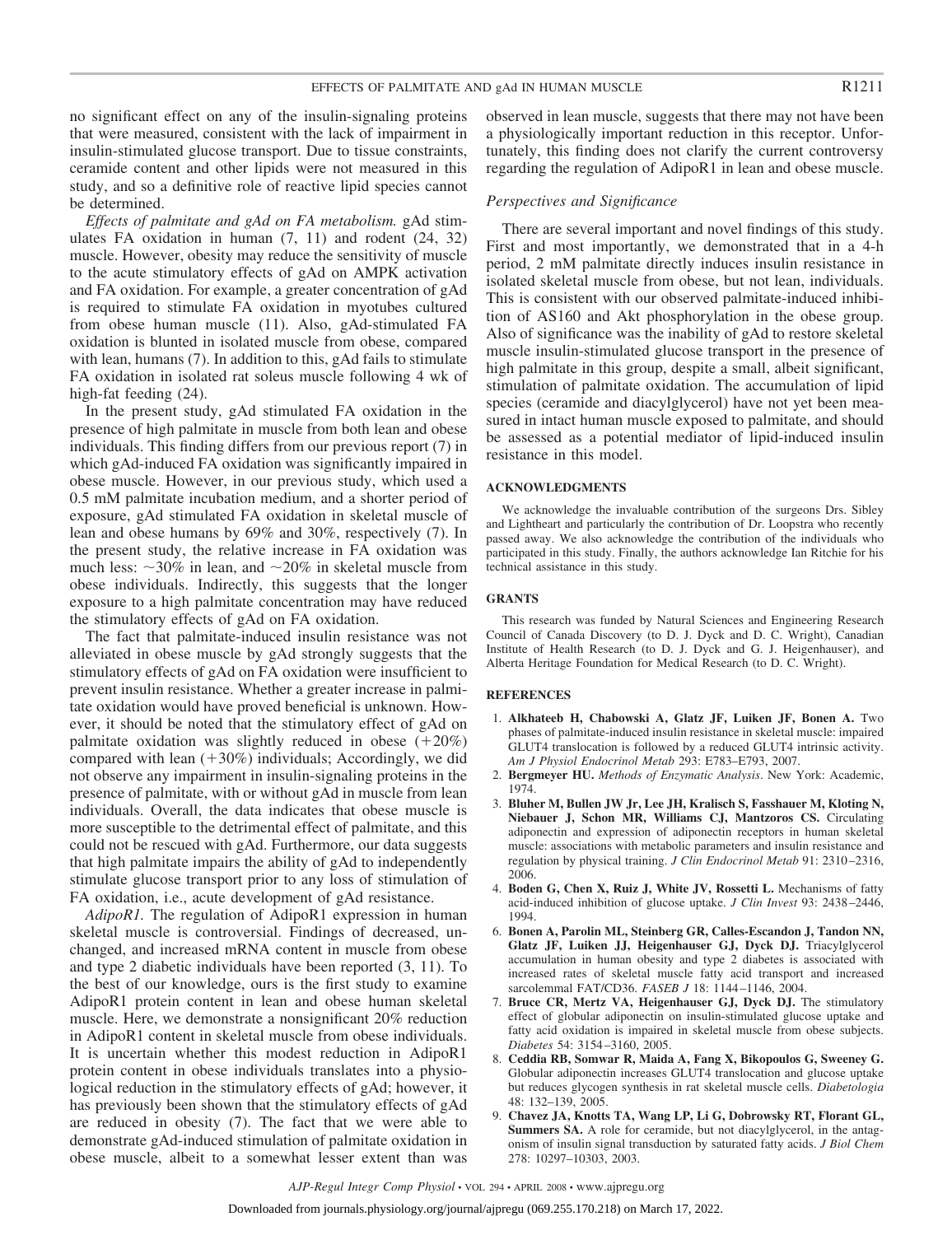no significant effect on any of the insulin-signaling proteins that were measured, consistent with the lack of impairment in insulin-stimulated glucose transport. Due to tissue constraints, ceramide content and other lipids were not measured in this study, and so a definitive role of reactive lipid species cannot be determined.

*Effects of palmitate and gAd on FA metabolism.* gAd stimulates FA oxidation in human (7, 11) and rodent (24, 32) muscle. However, obesity may reduce the sensitivity of muscle to the acute stimulatory effects of gAd on AMPK activation and FA oxidation. For example, a greater concentration of gAd is required to stimulate FA oxidation in myotubes cultured from obese human muscle (11). Also, gAd-stimulated FA oxidation is blunted in isolated muscle from obese, compared with lean, humans (7). In addition to this, gAd fails to stimulate FA oxidation in isolated rat soleus muscle following 4 wk of high-fat feeding (24).

In the present study, gAd stimulated FA oxidation in the presence of high palmitate in muscle from both lean and obese individuals. This finding differs from our previous report (7) in which gAd-induced FA oxidation was significantly impaired in obese muscle. However, in our previous study, which used a 0.5 mM palmitate incubation medium, and a shorter period of exposure, gAd stimulated FA oxidation in skeletal muscle of lean and obese humans by 69% and 30%, respectively (7). In the present study, the relative increase in FA oxidation was much less: ~30% in lean, and ~20% in skeletal muscle from obese individuals. Indirectly, this suggests that the longer exposure to a high palmitate concentration may have reduced the stimulatory effects of gAd on FA oxidation.

The fact that palmitate-induced insulin resistance was not alleviated in obese muscle by gAd strongly suggests that the stimulatory effects of gAd on FA oxidation were insufficient to prevent insulin resistance. Whether a greater increase in palmitate oxidation would have proved beneficial is unknown. However, it should be noted that the stimulatory effect of gAd on palmitate oxidation was slightly reduced in obese (+20%) compared with lean (+30%) individuals; Accordingly, we did not observe any impairment in insulin-signaling proteins in the presence of palmitate, with or without gAd in muscle from lean individuals. Overall, the data indicates that obese muscle is more susceptible to the detrimental effect of palmitate, and this could not be rescued with gAd. Furthermore, our data suggests that high palmitate impairs the ability of gAd to independently stimulate glucose transport prior to any loss of stimulation of FA oxidation, i.e., acute development of gAd resistance.

*AdipoR1.* The regulation of AdipoR1 expression in human skeletal muscle is controversial. Findings of decreased, unchanged, and increased mRNA content in muscle from obese and type 2 diabetic individuals have been reported (3, 11). To the best of our knowledge, ours is the first study to examine AdipoR1 protein content in lean and obese human skeletal muscle. Here, we demonstrate a nonsignificant 20% reduction in AdipoR1 content in skeletal muscle from obese individuals. It is uncertain whether this modest reduction in AdipoR1 protein content in obese individuals translates into a physiological reduction in the stimulatory effects of gAd; however, it has previously been shown that the stimulatory effects of gAd are reduced in obesity (7). The fact that we were able to demonstrate gAd-induced stimulation of palmitate oxidation in obese muscle, albeit to a somewhat lesser extent than was observed in lean muscle, suggests that there may not have been a physiologically important reduction in this receptor. Unfortunately, this finding does not clarify the current controversy regarding the regulation of AdipoR1 in lean and obese muscle.

### *Perspectives and Significance*

There are several important and novel findings of this study. First and most importantly, we demonstrated that in a 4-h period, 2 mM palmitate directly induces insulin resistance in isolated skeletal muscle from obese, but not lean, individuals. This is consistent with our observed palmitate-induced inhibition of AS160 and Akt phosphorylation in the obese group. Also of significance was the inability of gAd to restore skeletal muscle insulin-stimulated glucose transport in the presence of high palmitate in this group, despite a small, albeit significant, stimulation of palmitate oxidation. The accumulation of lipid species (ceramide and diacylglycerol) have not yet been measured in intact human muscle exposed to palmitate, and should be assessed as a potential mediator of lipid-induced insulin resistance in this model.

## ACKNOWLEDGMENTS

We acknowledge the invaluable contribution of the surgeons Drs. Sibley and Lightheart and particularly the contribution of Dr. Loopstra who recently passed away. We also acknowledge the contribution of the individuals who participated in this study. Finally, the authors acknowledge Ian Ritchie for his technical assistance in this study.

## GRANTS

This research was funded by Natural Sciences and Engineering Research Council of Canada Discovery (to D. J. Dyck and D. C. Wright), Canadian Institute of Health Research (to D. J. Dyck and G. J. Heigenhauser), and Alberta Heritage Foundation for Medical Research (to D. C. Wright).

## REFERENCES

1. **Alkhateeb H, Chabowski A, Glatz JF, Luiken JF, Bonen A.** Two phases of palmitate-induced insulin resistance in skeletal muscle: impaired GLUT4 translocation is followed by a reduced GLUT4 intrinsic activity. *Am J Physiol Endocrinol Metab* 293: E783–E793, 2007.
2. **Bergmeyer HU.** *Methods of Enzymatic Analysis*. New York: Academic, 1974.
3. **Bluher M, Bullen JW Jr, Lee JH, Kralisch S, Fasshauer M, Kloting N, Niebauer J, Schon MR, Williams CJ, Mantzoros CS.** Circulating adiponectin and expression of adiponectin receptors in human skeletal muscle: associations with metabolic parameters and insulin resistance and regulation by physical training. *J Clin Endocrinol Metab* 91: 2310–2316, 2006.
4. **Boden G, Chen X, Ruiz J, White JV, Rossetti L.** Mechanisms of fatty acid-induced inhibition of glucose uptake. *J Clin Invest* 93: 2438–2446, 1994.
6. **Bonen A, Parolin ML, Steinberg GR, Calles-Escandon J, Tandon NN, Glatz JF, Luiken JJ, Heigenhauser GJ, Dyck DJ.** Triacylglycerol accumulation in human obesity and type 2 diabetes is associated with increased rates of skeletal muscle fatty acid transport and increased sarcolemmal FAT/CD36. *FASEB J* 18: 1144–1146, 2004.
7. **Bruce CR, Mertz VA, Heigenhauser GJ, Dyck DJ.** The stimulatory effect of globular adiponectin on insulin-stimulated glucose uptake and fatty acid oxidation is impaired in skeletal muscle from obese subjects. *Diabetes* 54: 3154–3160, 2005.
8. **Ceddia RB, Somwar R, Maida A, Fang X, Bikopoulos G, Sweeney G.** Globular adiponectin increases GLUT4 translocation and glucose uptake but reduces glycogen synthesis in rat skeletal muscle cells. *Diabetologia* 48: 132–139, 2005.
9. **Chavez JA, Knotts TA, Wang LP, Li G, Dobrowsky RT, Florant GL, Summers SA.** A role for ceramide, but not diacylglycerol, in the antagonism of insulin signal transduction by saturated fatty acids. *J Biol Chem* 278: 10297–10303, 2003.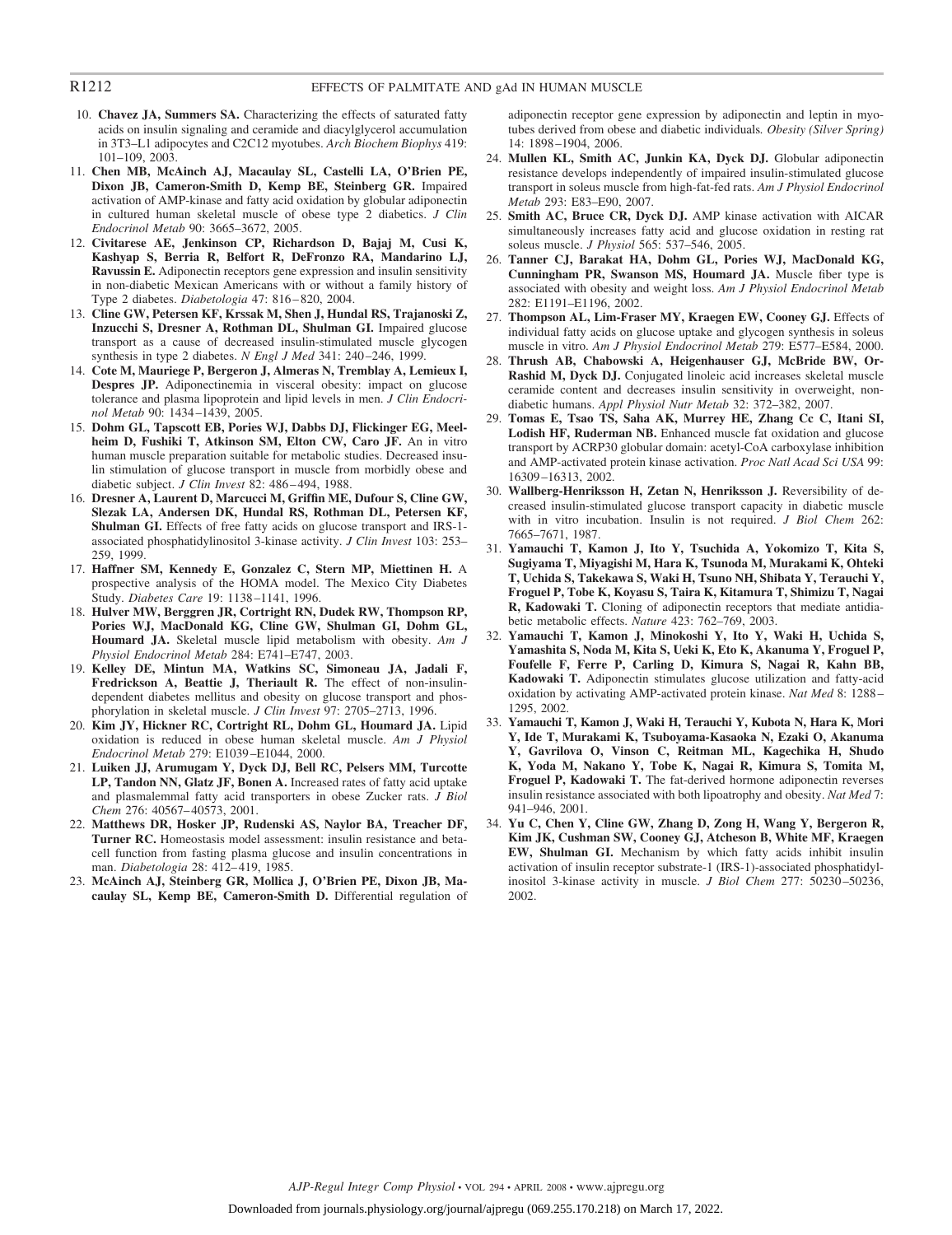10. **Chavez JA, Summers SA.** Characterizing the effects of saturated fatty acids on insulin signaling and ceramide and diacylglycerol accumulation in 3T3–L1 adipocytes and C2C12 myotubes. *Arch Biochem Biophys* 419: 101–109, 2003.
11. **Chen MB, McAinch AJ, Macaulay SL, Castelli LA, O'Brien PE, Dixon JB, Cameron-Smith D, Kemp BE, Steinberg GR.** Impaired activation of AMP-kinase and fatty acid oxidation by globular adiponectin in cultured human skeletal muscle of obese type 2 diabetics. *J Clin Endocrinol Metab* 90: 3665–3672, 2005.
12. **Civitarese AE, Jenkinson CP, Richardson D, Bajaj M, Cusi K, Kashyap S, Berria R, Belfort R, DeFronzo RA, Mandarino LJ, Ravussin E.** Adiponectin receptors gene expression and insulin sensitivity in non-diabetic Mexican Americans with or without a family history of Type 2 diabetes. *Diabetologia* 47: 816–820, 2004.
13. **Cline GW, Petersen KF, Krssak M, Shen J, Hundal RS, Trajanoski Z, Inzucchi S, Dresner A, Rothman DL, Shulman GI.** Impaired glucose transport as a cause of decreased insulin-stimulated muscle glycogen synthesis in type 2 diabetes. *N Engl J Med* 341: 240–246, 1999.
14. **Cote M, Mauriege P, Bergeron J, Almeras N, Tremblay A, Lemieux I, Despres JP.** Adiponectinemia in visceral obesity: impact on glucose tolerance and plasma lipoprotein and lipid levels in men. *J Clin Endocrinol Metab* 90: 1434–1439, 2005.
15. **Dohm GL, Tapscott EB, Pories WJ, Dabbs DJ, Flickinger EG, Meelheim D, Fushiki T, Atkinson SM, Elton CW, Caro JF.** An in vitro human muscle preparation suitable for metabolic studies. Decreased insulin stimulation of glucose transport in muscle from morbidly obese and diabetic subject. *J Clin Invest* 82: 486–494, 1988.
16. **Dresner A, Laurent D, Marcucci M, Griffin ME, Dufour S, Cline GW, Slezak LA, Andersen DK, Hundal RS, Rothman DL, Petersen KF, Shulman GI.** Effects of free fatty acids on glucose transport and IRS-1-associated phosphatidylinositol 3-kinase activity. *J Clin Invest* 103: 253–259, 1999.
17. **Haffner SM, Kennedy E, Gonzalez C, Stern MP, Miettinen H.** A prospective analysis of the HOMA model. The Mexico City Diabetes Study. *Diabetes Care* 19: 1138–1141, 1996.
18. **Hulver MW, Berggren JR, Cortright RN, Dudek RW, Thompson RP, Pories WJ, MacDonald KG, Cline GW, Shulman GI, Dohm GL, Houmard JA.** Skeletal muscle lipid metabolism with obesity. *Am J Physiol Endocrinol Metab* 284: E741–E747, 2003.
19. **Kelley DE, Mintun MA, Watkins SC, Simoneau JA, Jadali F, Fredrickson A, Beattie J, Theriault R.** The effect of non-insulin-dependent diabetes mellitus and obesity on glucose transport and phosphorylation in skeletal muscle. *J Clin Invest* 97: 2705–2713, 1996.
20. **Kim JY, Hickner RC, Cortright RL, Dohm GL, Houmard JA.** Lipid oxidation is reduced in obese human skeletal muscle. *Am J Physiol Endocrinol Metab* 279: E1039–E1044, 2000.
21. **Luiken JJ, Arumugam Y, Dyck DJ, Bell RC, Pelsers MM, Turcotte LP, Tandon NN, Glatz JF, Bonen A.** Increased rates of fatty acid uptake and plasmalemmal fatty acid transporters in obese Zucker rats. *J Biol Chem* 276: 40567–40573, 2001.
22. **Matthews DR, Hosker JP, Rudenski AS, Naylor BA, Treacher DF, Turner RC.** Homeostasis model assessment: insulin resistance and beta-cell function from fasting plasma glucose and insulin concentrations in man. *Diabetologia* 28: 412–419, 1985.
23. **McAinch AJ, Steinberg GR, Mollica J, O'Brien PE, Dixon JB, Macaulay SL, Kemp BE, Cameron-Smith D.** Differential regulation of adiponectin receptor gene expression by adiponectin and leptin in myotubes derived from obese and diabetic individuals. *Obesity (Silver Spring)* 14: 1898–1904, 2006.
24. **Mullen KL, Smith AC, Junkin KA, Dyck DJ.** Globular adiponectin resistance develops independently of impaired insulin-stimulated glucose transport in soleus muscle from high-fat-fed rats. *Am J Physiol Endocrinol Metab* 293: E83–E90, 2007.
25. **Smith AC, Bruce CR, Dyck DJ.** AMP kinase activation with AICAR simultaneously increases fatty acid and glucose oxidation in resting rat soleus muscle. *J Physiol* 565: 537–546, 2005.
26. **Tanner CJ, Barakat HA, Dohm GL, Pories WJ, MacDonald KG, Cunningham PR, Swanson MS, Houmard JA.** Muscle fiber type is associated with obesity and weight loss. *Am J Physiol Endocrinol Metab* 282: E1191–E1196, 2002.
27. **Thompson AL, Lim-Fraser MY, Kraegen EW, Cooney GJ.** Effects of individual fatty acids on glucose uptake and glycogen synthesis in soleus muscle in vitro. *Am J Physiol Endocrinol Metab* 279: E577–E584, 2000.
28. **Thrush AB, Chabowski A, Heigenhauser GJ, McBride BW, Or-Rashid M, Dyck DJ.** Conjugated linoleic acid increases skeletal muscle ceramide content and decreases insulin sensitivity in overweight, non-diabetic humans. *Appl Physiol Nutr Metab* 32: 372–382, 2007.
29. **Tomas E, Tsao TS, Saha AK, Murrey HE, Zhang Cc C, Itani SI, Lodish HF, Ruderman NB.** Enhanced muscle fat oxidation and glucose transport by ACRP30 globular domain: acetyl-CoA carboxylase inhibition and AMP-activated protein kinase activation. *Proc Natl Acad Sci USA* 99: 16309–16313, 2002.
30. **Wallberg-Henriksson H, Zetan N, Henriksson J.** Reversibility of decreased insulin-stimulated glucose transport capacity in diabetic muscle with in vitro incubation. Insulin is not required. *J Biol Chem* 262: 7665–7671, 1987.
31. **Yamauchi T, Kamon J, Ito Y, Tsuchida A, Yokomizo T, Kita S, Sugiyama T, Miyagishi M, Hara K, Tsunoda M, Murakami K, Ohteki T, Uchida S, Takekawa S, Waki H, Tsuno NH, Shibata Y, Terauchi Y, Froguel P, Tobe K, Koyasu S, Taira K, Kitamura T, Shimizu T, Nagai R, Kadowaki T.** Cloning of adiponectin receptors that mediate antidiabetic metabolic effects. *Nature* 423: 762–769, 2003.
32. **Yamauchi T, Kamon J, Minokoshi Y, Ito Y, Waki H, Uchida S, Yamashita S, Noda M, Kita S, Ueki K, Eto K, Akanuma Y, Froguel P, Foufelle F, Ferre P, Carling D, Kimura S, Nagai R, Kahn BB, Kadowaki T.** Adiponectin stimulates glucose utilization and fatty-acid oxidation by activating AMP-activated protein kinase. *Nat Med* 8: 1288–1295, 2002.
33. **Yamauchi T, Kamon J, Waki H, Terauchi Y, Kubota N, Hara K, Mori Y, Ide T, Murakami K, Tsuboyama-Kasaoka N, Ezaki O, Akanuma Y, Gavrilova O, Vinson C, Reitman ML, Kagechika H, Shudo K, Yoda M, Nakano Y, Tobe K, Nagai R, Kimura S, Tomita M, Froguel P, Kadowaki T.** The fat-derived hormone adiponectin reverses insulin resistance associated with both lipoatrophy and obesity. *Nat Med* 7: 941–946, 2001.
34. **Yu C, Chen Y, Cline GW, Zhang D, Zong H, Wang Y, Bergeron R, Kim JK, Cushman SW, Cooney GJ, Atcheson B, White MF, Kraegen EW, Shulman GI.** Mechanism by which fatty acids inhibit insulin activation of insulin receptor substrate-1 (IRS-1)-associated phosphatidylinositol 3-kinase activity in muscle. *J Biol Chem* 277: 50230–50236, 2002.